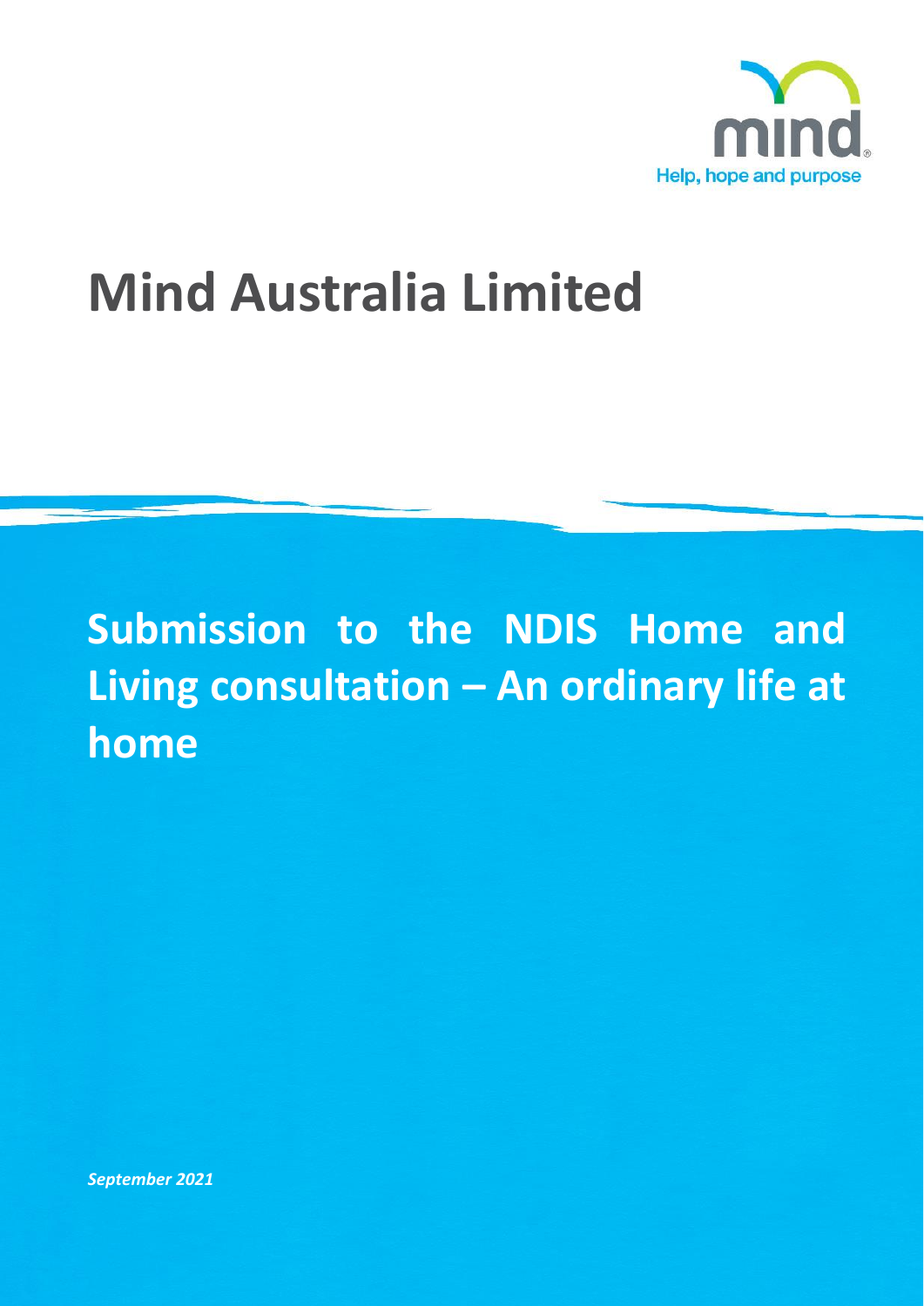mind

Help, hope and purpose

# Mind Australia Limited

## Submission to the NDIS Home and Living consultation – An ordinary life at home

***September 2021***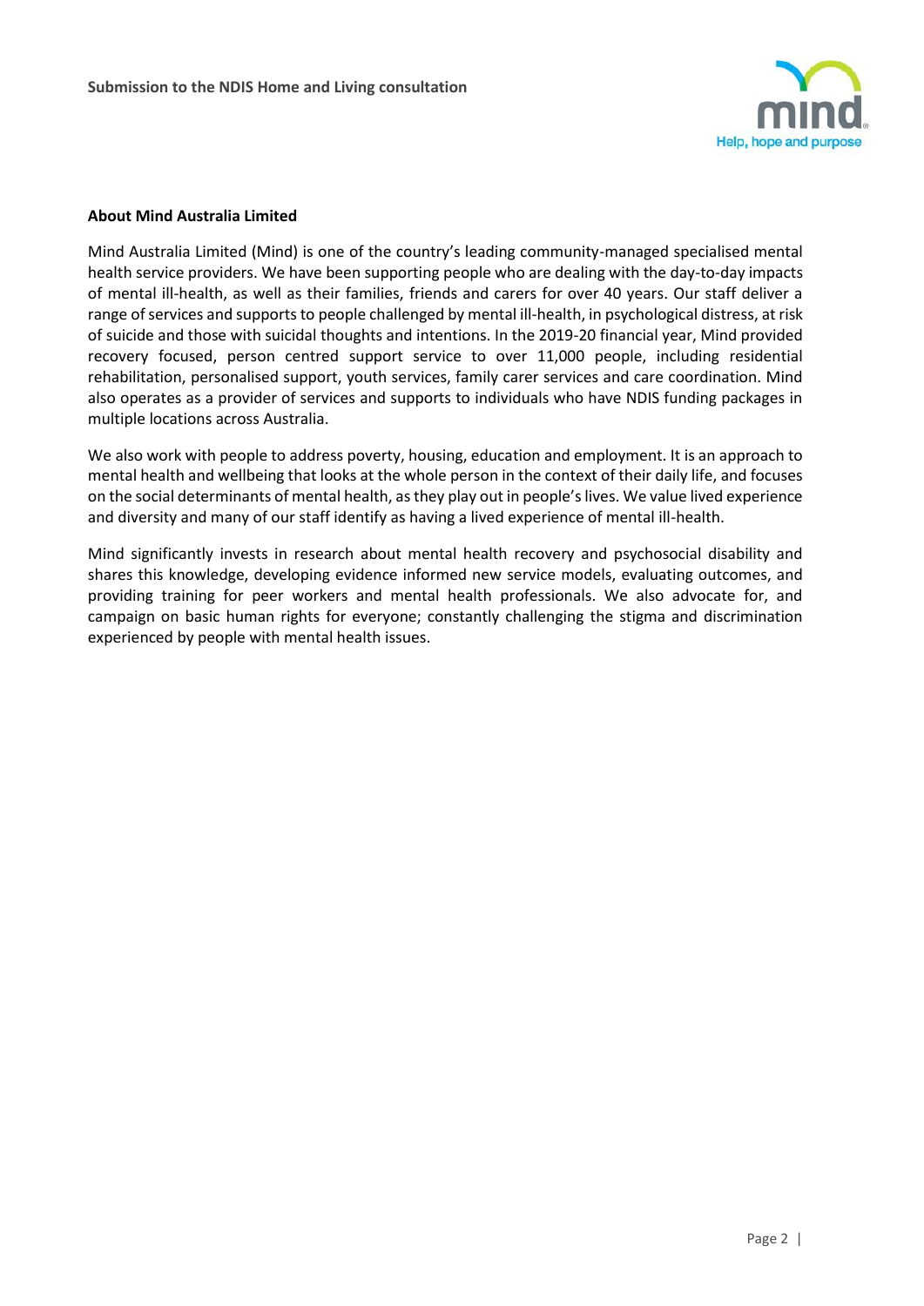## About Mind Australia Limited

Mind Australia Limited (Mind) is one of the country's leading community-managed specialised mental health service providers. We have been supporting people who are dealing with the day-to-day impacts of mental ill-health, as well as their families, friends and carers for over 40 years. Our staff deliver a range of services and supports to people challenged by mental ill-health, in psychological distress, at risk of suicide and those with suicidal thoughts and intentions. In the 2019-20 financial year, Mind provided recovery focused, person centred support service to over 11,000 people, including residential rehabilitation, personalised support, youth services, family carer services and care coordination. Mind also operates as a provider of services and supports to individuals who have NDIS funding packages in multiple locations across Australia.

We also work with people to address poverty, housing, education and employment. It is an approach to mental health and wellbeing that looks at the whole person in the context of their daily life, and focuses on the social determinants of mental health, as they play out in people's lives. We value lived experience and diversity and many of our staff identify as having a lived experience of mental ill-health.

Mind significantly invests in research about mental health recovery and psychosocial disability and shares this knowledge, developing evidence informed new service models, evaluating outcomes, and providing training for peer workers and mental health professionals. We also advocate for, and campaign on basic human rights for everyone; constantly challenging the stigma and discrimination experienced by people with mental health issues.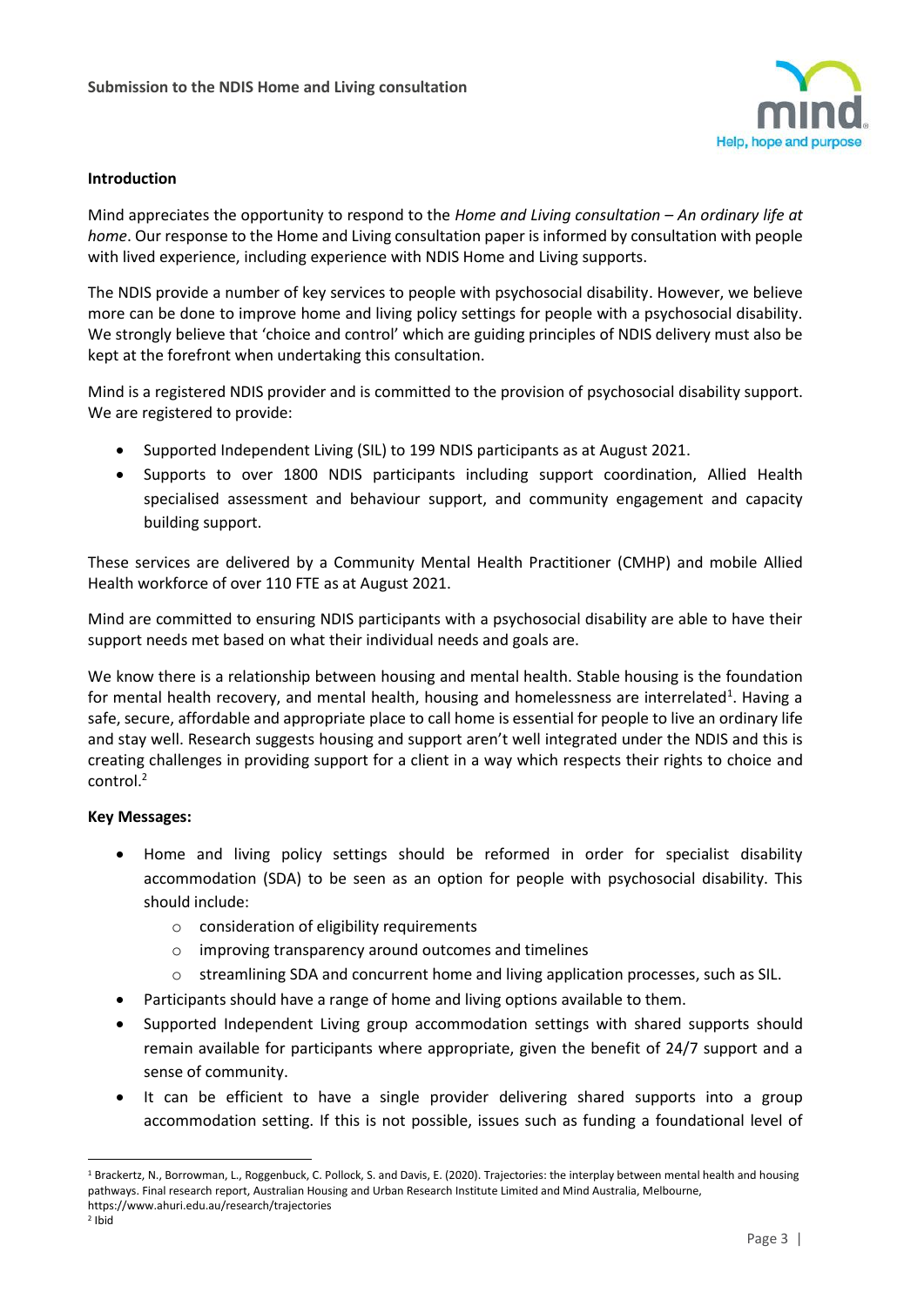### Introduction

Mind appreciates the opportunity to respond to the *Home and Living consultation – An ordinary life at home*. Our response to the Home and Living consultation paper is informed by consultation with people with lived experience, including experience with NDIS Home and Living supports.

The NDIS provide a number of key services to people with psychosocial disability. However, we believe more can be done to improve home and living policy settings for people with a psychosocial disability. We strongly believe that 'choice and control' which are guiding principles of NDIS delivery must also be kept at the forefront when undertaking this consultation.

Mind is a registered NDIS provider and is committed to the provision of psychosocial disability support. We are registered to provide:

- Supported Independent Living (SIL) to 199 NDIS participants as at August 2021.
- Supports to over 1800 NDIS participants including support coordination, Allied Health specialised assessment and behaviour support, and community engagement and capacity building support.

These services are delivered by a Community Mental Health Practitioner (CMHP) and mobile Allied Health workforce of over 110 FTE as at August 2021.

Mind are committed to ensuring NDIS participants with a psychosocial disability are able to have their support needs met based on what their individual needs and goals are.

We know there is a relationship between housing and mental health. Stable housing is the foundation for mental health recovery, and mental health, housing and homelessness are interrelated[1]. Having a safe, secure, affordable and appropriate place to call home is essential for people to live an ordinary life and stay well. Research suggests housing and support aren't well integrated under the NDIS and this is creating challenges in providing support for a client in a way which respects their rights to choice and control.[2]

### Key Messages:

- Home and living policy settings should be reformed in order for specialist disability accommodation (SDA) to be seen as an option for people with psychosocial disability. This should include:
  - consideration of eligibility requirements
  - improving transparency around outcomes and timelines
  - streamlining SDA and concurrent home and living application processes, such as SIL.
- Participants should have a range of home and living options available to them.
- Supported Independent Living group accommodation settings with shared supports should remain available for participants where appropriate, given the benefit of 24/7 support and a sense of community.
- It can be efficient to have a single provider delivering shared supports into a group accommodation setting. If this is not possible, issues such as funding a foundational level of

---

[1] Brackertz, N., Borrowman, L., Roggenbuck, C. Pollock, S. and Davis, E. (2020). Trajectories: the interplay between mental health and housing pathways. Final research report, Australian Housing and Urban Research Institute Limited and Mind Australia, Melbourne, https://www.ahuri.edu.au/research/trajectories

[2] Ibid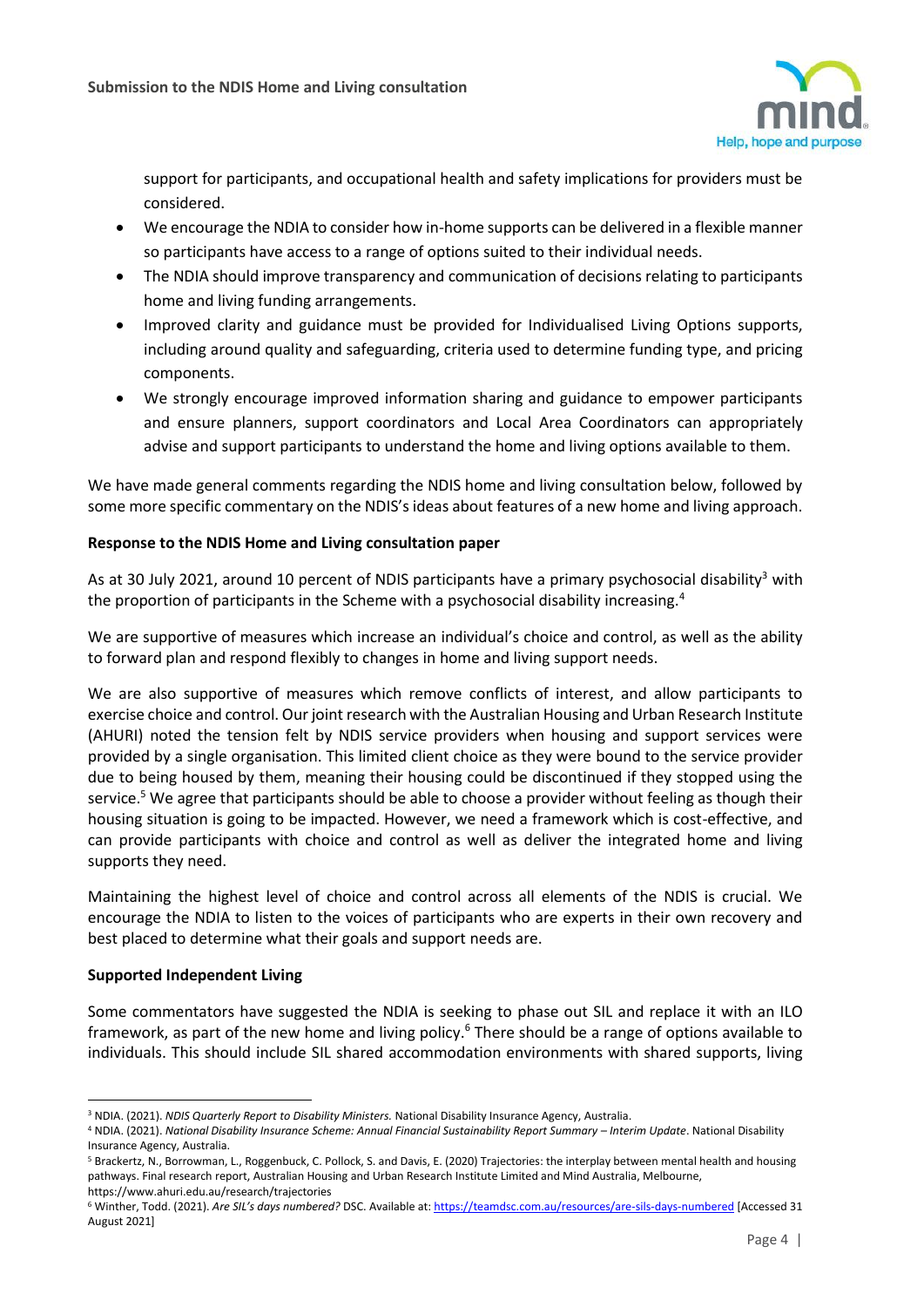support for participants, and occupational health and safety implications for providers must be considered.

- We encourage the NDIA to consider how in-home supports can be delivered in a flexible manner so participants have access to a range of options suited to their individual needs.
- The NDIA should improve transparency and communication of decisions relating to participants home and living funding arrangements.
- Improved clarity and guidance must be provided for Individualised Living Options supports, including around quality and safeguarding, criteria used to determine funding type, and pricing components.
- We strongly encourage improved information sharing and guidance to empower participants and ensure planners, support coordinators and Local Area Coordinators can appropriately advise and support participants to understand the home and living options available to them.

We have made general comments regarding the NDIS home and living consultation below, followed by some more specific commentary on the NDIS's ideas about features of a new home and living approach.

**Response to the NDIS Home and Living consultation paper**

As at 30 July 2021, around 10 percent of NDIS participants have a primary psychosocial disability[3] with the proportion of participants in the Scheme with a psychosocial disability increasing.[4]

We are supportive of measures which increase an individual's choice and control, as well as the ability to forward plan and respond flexibly to changes in home and living support needs.

We are also supportive of measures which remove conflicts of interest, and allow participants to exercise choice and control. Our joint research with the Australian Housing and Urban Research Institute (AHURI) noted the tension felt by NDIS service providers when housing and support services were provided by a single organisation. This limited client choice as they were bound to the service provider due to being housed by them, meaning their housing could be discontinued if they stopped using the service.[5] We agree that participants should be able to choose a provider without feeling as though their housing situation is going to be impacted. However, we need a framework which is cost-effective, and can provide participants with choice and control as well as deliver the integrated home and living supports they need.

Maintaining the highest level of choice and control across all elements of the NDIS is crucial. We encourage the NDIA to listen to the voices of participants who are experts in their own recovery and best placed to determine what their goals and support needs are.

**Supported Independent Living**

Some commentators have suggested the NDIA is seeking to phase out SIL and replace it with an ILO framework, as part of the new home and living policy.[6] There should be a range of options available to individuals. This should include SIL shared accommodation environments with shared supports, living

---

[3] NDIA. (2021). *NDIS Quarterly Report to Disability Ministers.* National Disability Insurance Agency, Australia.

[4] NDIA. (2021). *National Disability Insurance Scheme: Annual Financial Sustainability Report Summary – Interim Update*. National Disability Insurance Agency, Australia.

[5] Brackertz, N., Borrowman, L., Roggenbuck, C. Pollock, S. and Davis, E. (2020) Trajectories: the interplay between mental health and housing pathways. Final research report, Australian Housing and Urban Research Institute Limited and Mind Australia, Melbourne, https://www.ahuri.edu.au/research/trajectories

[6] Winther, Todd. (2021). *Are SIL's days numbered?* DSC. Available at: https://teamdsc.com.au/resources/are-sils-days-numbered [Accessed 31 August 2021]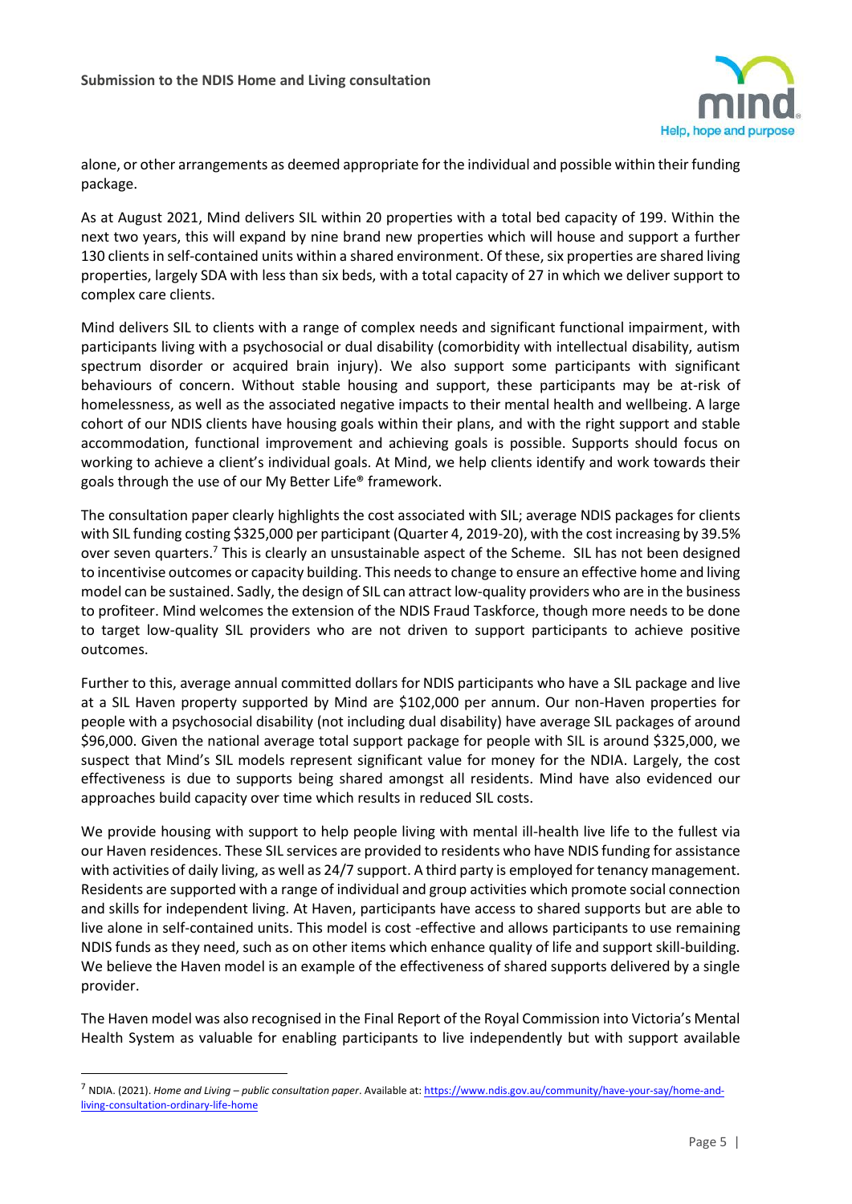alone, or other arrangements as deemed appropriate for the individual and possible within their funding package.

As at August 2021, Mind delivers SIL within 20 properties with a total bed capacity of 199. Within the next two years, this will expand by nine brand new properties which will house and support a further 130 clients in self-contained units within a shared environment. Of these, six properties are shared living properties, largely SDA with less than six beds, with a total capacity of 27 in which we deliver support to complex care clients.

Mind delivers SIL to clients with a range of complex needs and significant functional impairment, with participants living with a psychosocial or dual disability (comorbidity with intellectual disability, autism spectrum disorder or acquired brain injury). We also support some participants with significant behaviours of concern. Without stable housing and support, these participants may be at-risk of homelessness, as well as the associated negative impacts to their mental health and wellbeing. A large cohort of our NDIS clients have housing goals within their plans, and with the right support and stable accommodation, functional improvement and achieving goals is possible. Supports should focus on working to achieve a client's individual goals. At Mind, we help clients identify and work towards their goals through the use of our My Better Life® framework.

The consultation paper clearly highlights the cost associated with SIL; average NDIS packages for clients with SIL funding costing $325,000 per participant (Quarter 4, 2019-20), with the cost increasing by 39.5% over seven quarters.[7] This is clearly an unsustainable aspect of the Scheme. SIL has not been designed to incentivise outcomes or capacity building. This needs to change to ensure an effective home and living model can be sustained. Sadly, the design of SIL can attract low-quality providers who are in the business to profiteer. Mind welcomes the extension of the NDIS Fraud Taskforce, though more needs to be done to target low-quality SIL providers who are not driven to support participants to achieve positive outcomes.

Further to this, average annual committed dollars for NDIS participants who have a SIL package and live at a SIL Haven property supported by Mind are $102,000 per annum. Our non-Haven properties for people with a psychosocial disability (not including dual disability) have average SIL packages of around $96,000. Given the national average total support package for people with SIL is around $325,000, we suspect that Mind's SIL models represent significant value for money for the NDIA. Largely, the cost effectiveness is due to supports being shared amongst all residents. Mind have also evidenced our approaches build capacity over time which results in reduced SIL costs.

We provide housing with support to help people living with mental ill-health live life to the fullest via our Haven residences. These SIL services are provided to residents who have NDIS funding for assistance with activities of daily living, as well as 24/7 support. A third party is employed for tenancy management. Residents are supported with a range of individual and group activities which promote social connection and skills for independent living. At Haven, participants have access to shared supports but are able to live alone in self-contained units. This model is cost -effective and allows participants to use remaining NDIS funds as they need, such as on other items which enhance quality of life and support skill-building. We believe the Haven model is an example of the effectiveness of shared supports delivered by a single provider.

The Haven model was also recognised in the Final Report of the Royal Commission into Victoria's Mental Health System as valuable for enabling participants to live independently but with support available

---

[7] NDIA. (2021). *Home and Living – public consultation paper*. Available at: https://www.ndis.gov.au/community/have-your-say/home-and-living-consultation-ordinary-life-home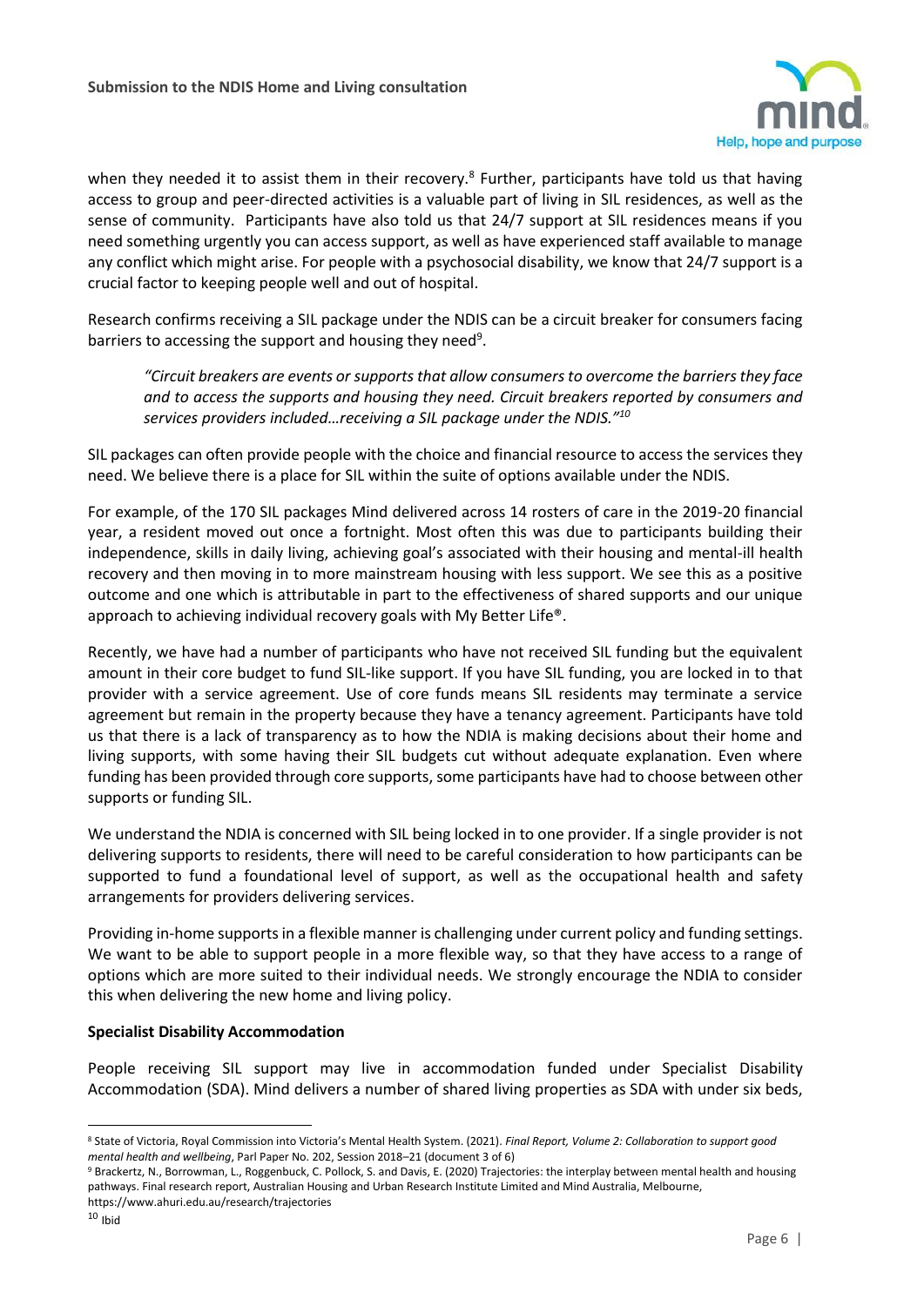when they needed it to assist them in their recovery.[8] Further, participants have told us that having access to group and peer-directed activities is a valuable part of living in SIL residences, as well as the sense of community. Participants have also told us that 24/7 support at SIL residences means if you need something urgently you can access support, as well as have experienced staff available to manage any conflict which might arise. For people with a psychosocial disability, we know that 24/7 support is a crucial factor to keeping people well and out of hospital.

Research confirms receiving a SIL package under the NDIS can be a circuit breaker for consumers facing barriers to accessing the support and housing they need[9].

> *"Circuit breakers are events or supports that allow consumers to overcome the barriers they face and to access the supports and housing they need. Circuit breakers reported by consumers and services providers included…receiving a SIL package under the NDIS."[10]*

SIL packages can often provide people with the choice and financial resource to access the services they need. We believe there is a place for SIL within the suite of options available under the NDIS.

For example, of the 170 SIL packages Mind delivered across 14 rosters of care in the 2019-20 financial year, a resident moved out once a fortnight. Most often this was due to participants building their independence, skills in daily living, achieving goal's associated with their housing and mental-ill health recovery and then moving in to more mainstream housing with less support. We see this as a positive outcome and one which is attributable in part to the effectiveness of shared supports and our unique approach to achieving individual recovery goals with My Better Life®.

Recently, we have had a number of participants who have not received SIL funding but the equivalent amount in their core budget to fund SIL-like support. If you have SIL funding, you are locked in to that provider with a service agreement. Use of core funds means SIL residents may terminate a service agreement but remain in the property because they have a tenancy agreement. Participants have told us that there is a lack of transparency as to how the NDIA is making decisions about their home and living supports, with some having their SIL budgets cut without adequate explanation. Even where funding has been provided through core supports, some participants have had to choose between other supports or funding SIL.

We understand the NDIA is concerned with SIL being locked in to one provider. If a single provider is not delivering supports to residents, there will need to be careful consideration to how participants can be supported to fund a foundational level of support, as well as the occupational health and safety arrangements for providers delivering services.

Providing in-home supports in a flexible manner is challenging under current policy and funding settings. We want to be able to support people in a more flexible way, so that they have access to a range of options which are more suited to their individual needs. We strongly encourage the NDIA to consider this when delivering the new home and living policy.

**Specialist Disability Accommodation**

People receiving SIL support may live in accommodation funded under Specialist Disability Accommodation (SDA). Mind delivers a number of shared living properties as SDA with under six beds,

---

[8] State of Victoria, Royal Commission into Victoria's Mental Health System. (2021). *Final Report, Volume 2: Collaboration to support good mental health and wellbeing*, Parl Paper No. 202, Session 2018–21 (document 3 of 6)

[9] Brackertz, N., Borrowman, L., Roggenbuck, C. Pollock, S. and Davis, E. (2020) Trajectories: the interplay between mental health and housing pathways. Final research report, Australian Housing and Urban Research Institute Limited and Mind Australia, Melbourne, https://www.ahuri.edu.au/research/trajectories

[10] Ibid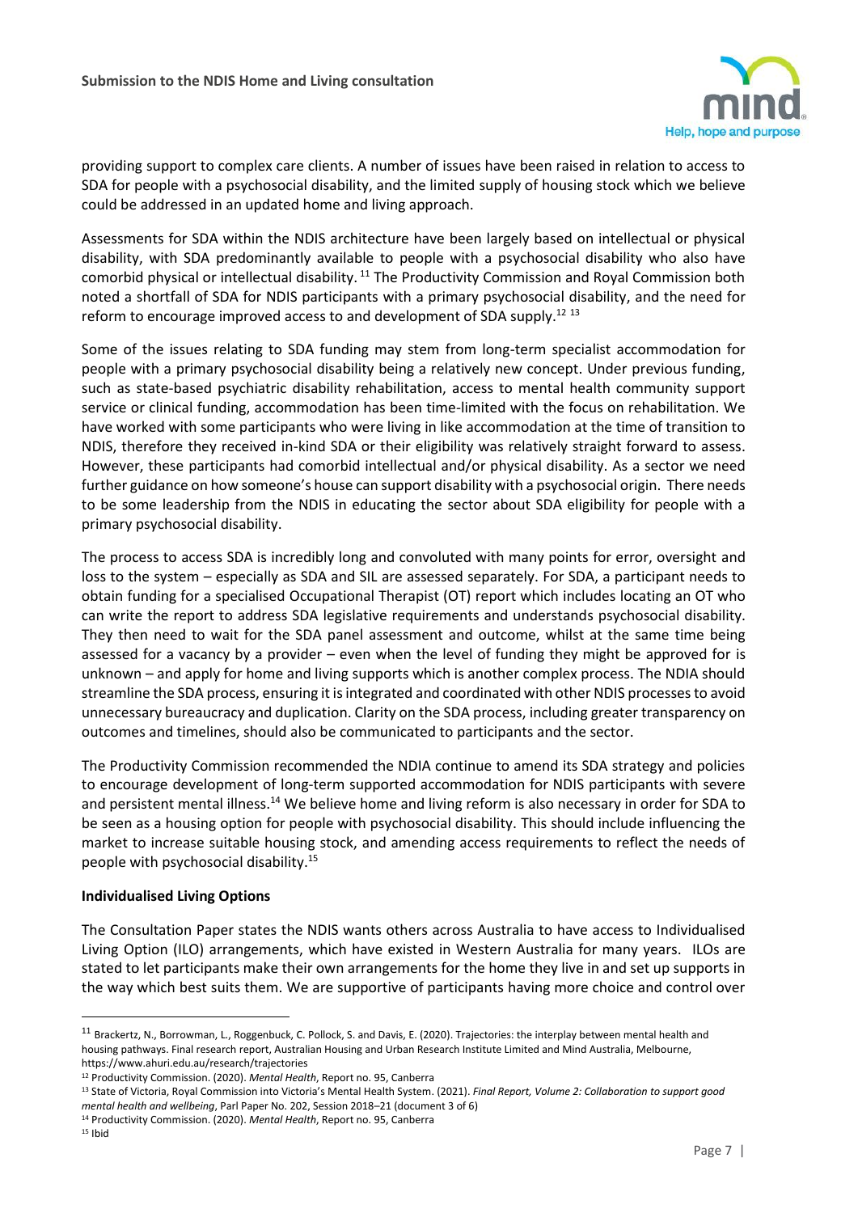providing support to complex care clients. A number of issues have been raised in relation to access to SDA for people with a psychosocial disability, and the limited supply of housing stock which we believe could be addressed in an updated home and living approach.

Assessments for SDA within the NDIS architecture have been largely based on intellectual or physical disability, with SDA predominantly available to people with a psychosocial disability who also have comorbid physical or intellectual disability.[11] The Productivity Commission and Royal Commission both noted a shortfall of SDA for NDIS participants with a primary psychosocial disability, and the need for reform to encourage improved access to and development of SDA supply.[12] [13]

Some of the issues relating to SDA funding may stem from long-term specialist accommodation for people with a primary psychosocial disability being a relatively new concept. Under previous funding, such as state-based psychiatric disability rehabilitation, access to mental health community support service or clinical funding, accommodation has been time-limited with the focus on rehabilitation. We have worked with some participants who were living in like accommodation at the time of transition to NDIS, therefore they received in-kind SDA or their eligibility was relatively straight forward to assess. However, these participants had comorbid intellectual and/or physical disability. As a sector we need further guidance on how someone's house can support disability with a psychosocial origin. There needs to be some leadership from the NDIS in educating the sector about SDA eligibility for people with a primary psychosocial disability.

The process to access SDA is incredibly long and convoluted with many points for error, oversight and loss to the system – especially as SDA and SIL are assessed separately. For SDA, a participant needs to obtain funding for a specialised Occupational Therapist (OT) report which includes locating an OT who can write the report to address SDA legislative requirements and understands psychosocial disability. They then need to wait for the SDA panel assessment and outcome, whilst at the same time being assessed for a vacancy by a provider – even when the level of funding they might be approved for is unknown – and apply for home and living supports which is another complex process. The NDIA should streamline the SDA process, ensuring it is integrated and coordinated with other NDIS processes to avoid unnecessary bureaucracy and duplication. Clarity on the SDA process, including greater transparency on outcomes and timelines, should also be communicated to participants and the sector.

The Productivity Commission recommended the NDIA continue to amend its SDA strategy and policies to encourage development of long-term supported accommodation for NDIS participants with severe and persistent mental illness.[14] We believe home and living reform is also necessary in order for SDA to be seen as a housing option for people with psychosocial disability. This should include influencing the market to increase suitable housing stock, and amending access requirements to reflect the needs of people with psychosocial disability.[15]

**Individualised Living Options**

The Consultation Paper states the NDIS wants others across Australia to have access to Individualised Living Option (ILO) arrangements, which have existed in Western Australia for many years. ILOs are stated to let participants make their own arrangements for the home they live in and set up supports in the way which best suits them. We are supportive of participants having more choice and control over

---

[11] Brackertz, N., Borrowman, L., Roggenbuck, C. Pollock, S. and Davis, E. (2020). Trajectories: the interplay between mental health and housing pathways. Final research report, Australian Housing and Urban Research Institute Limited and Mind Australia, Melbourne, https://www.ahuri.edu.au/research/trajectories

[12] Productivity Commission. (2020). *Mental Health*, Report no. 95, Canberra

[13] State of Victoria, Royal Commission into Victoria's Mental Health System. (2021). *Final Report, Volume 2: Collaboration to support good mental health and wellbeing*, Parl Paper No. 202, Session 2018–21 (document 3 of 6)

[14] Productivity Commission. (2020). *Mental Health*, Report no. 95, Canberra

[15] Ibid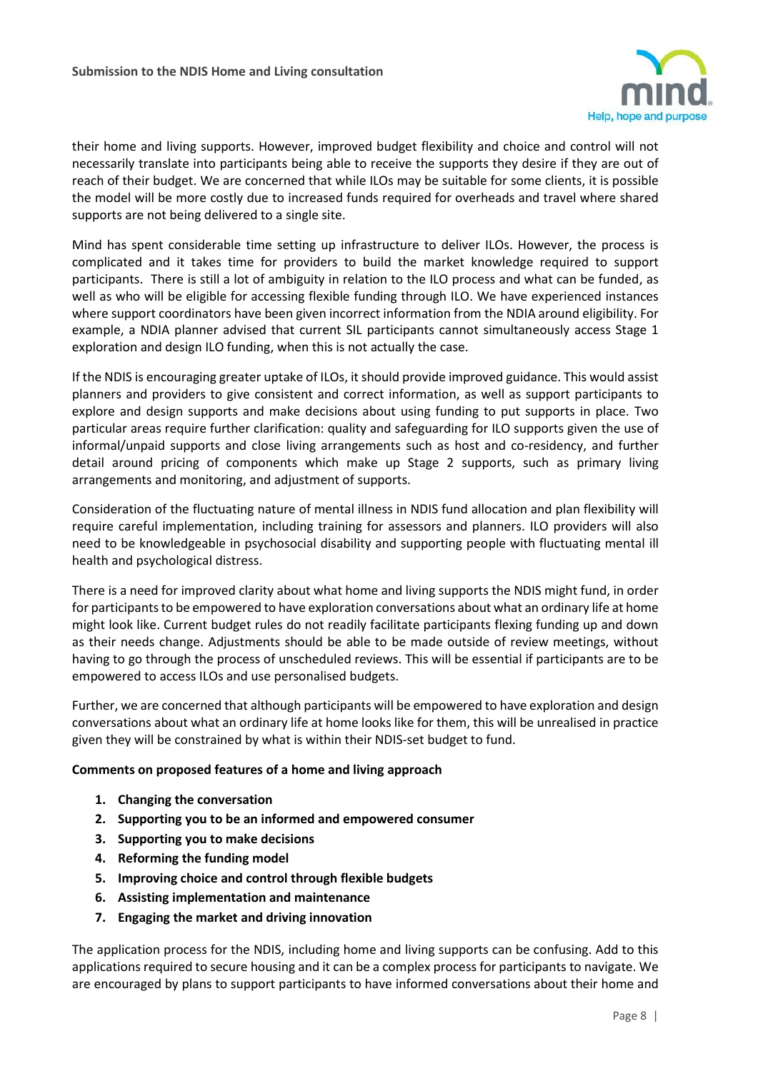their home and living supports. However, improved budget flexibility and choice and control will not necessarily translate into participants being able to receive the supports they desire if they are out of reach of their budget. We are concerned that while ILOs may be suitable for some clients, it is possible the model will be more costly due to increased funds required for overheads and travel where shared supports are not being delivered to a single site.

Mind has spent considerable time setting up infrastructure to deliver ILOs. However, the process is complicated and it takes time for providers to build the market knowledge required to support participants. There is still a lot of ambiguity in relation to the ILO process and what can be funded, as well as who will be eligible for accessing flexible funding through ILO. We have experienced instances where support coordinators have been given incorrect information from the NDIA around eligibility. For example, a NDIA planner advised that current SIL participants cannot simultaneously access Stage 1 exploration and design ILO funding, when this is not actually the case.

If the NDIS is encouraging greater uptake of ILOs, it should provide improved guidance. This would assist planners and providers to give consistent and correct information, as well as support participants to explore and design supports and make decisions about using funding to put supports in place. Two particular areas require further clarification: quality and safeguarding for ILO supports given the use of informal/unpaid supports and close living arrangements such as host and co-residency, and further detail around pricing of components which make up Stage 2 supports, such as primary living arrangements and monitoring, and adjustment of supports.

Consideration of the fluctuating nature of mental illness in NDIS fund allocation and plan flexibility will require careful implementation, including training for assessors and planners. ILO providers will also need to be knowledgeable in psychosocial disability and supporting people with fluctuating mental ill health and psychological distress.

There is a need for improved clarity about what home and living supports the NDIS might fund, in order for participants to be empowered to have exploration conversations about what an ordinary life at home might look like. Current budget rules do not readily facilitate participants flexing funding up and down as their needs change. Adjustments should be able to be made outside of review meetings, without having to go through the process of unscheduled reviews. This will be essential if participants are to be empowered to access ILOs and use personalised budgets.

Further, we are concerned that although participants will be empowered to have exploration and design conversations about what an ordinary life at home looks like for them, this will be unrealised in practice given they will be constrained by what is within their NDIS-set budget to fund.

**Comments on proposed features of a home and living approach**

1. **Changing the conversation**
2. **Supporting you to be an informed and empowered consumer**
3. **Supporting you to make decisions**
4. **Reforming the funding model**
5. **Improving choice and control through flexible budgets**
6. **Assisting implementation and maintenance**
7. **Engaging the market and driving innovation**

The application process for the NDIS, including home and living supports can be confusing. Add to this applications required to secure housing and it can be a complex process for participants to navigate. We are encouraged by plans to support participants to have informed conversations about their home and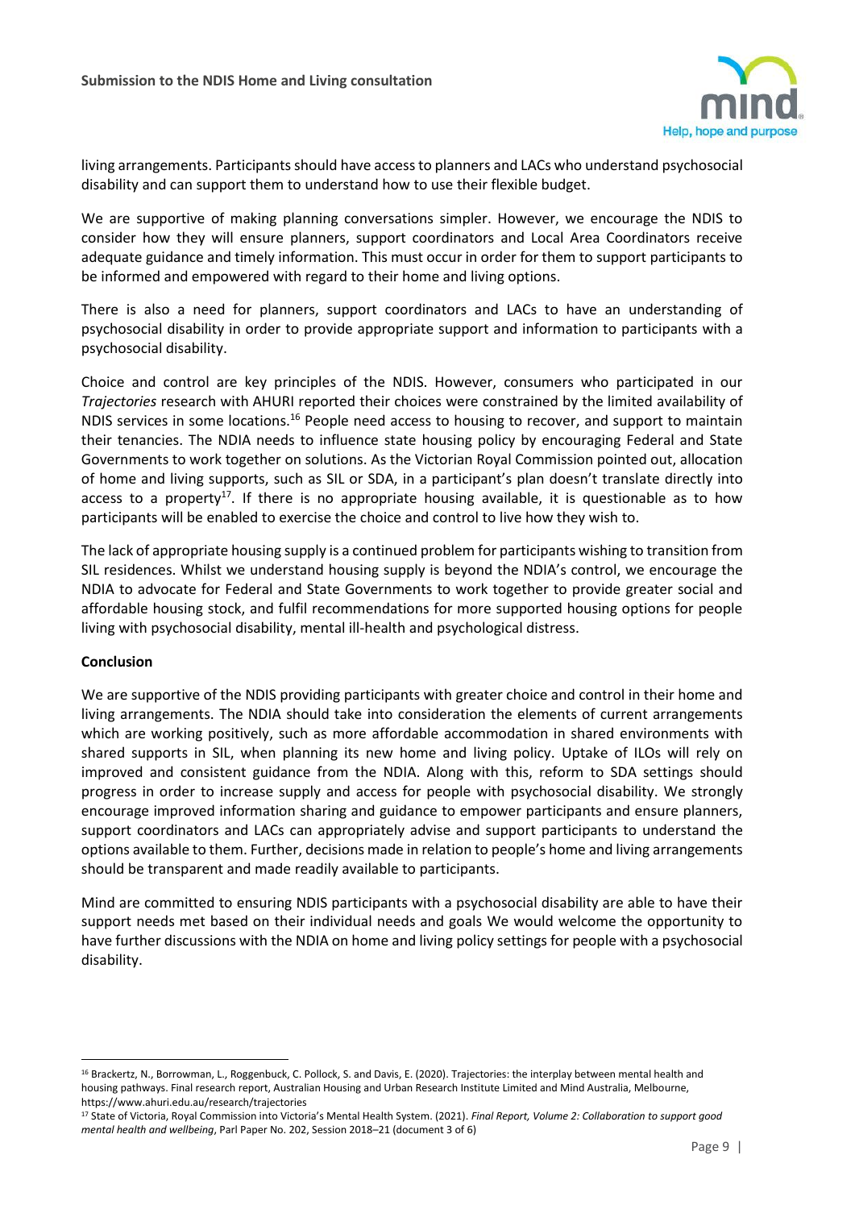living arrangements. Participants should have access to planners and LACs who understand psychosocial disability and can support them to understand how to use their flexible budget.

We are supportive of making planning conversations simpler. However, we encourage the NDIS to consider how they will ensure planners, support coordinators and Local Area Coordinators receive adequate guidance and timely information. This must occur in order for them to support participants to be informed and empowered with regard to their home and living options.

There is also a need for planners, support coordinators and LACs to have an understanding of psychosocial disability in order to provide appropriate support and information to participants with a psychosocial disability.

Choice and control are key principles of the NDIS. However, consumers who participated in our *Trajectories* research with AHURI reported their choices were constrained by the limited availability of NDIS services in some locations.[16] People need access to housing to recover, and support to maintain their tenancies. The NDIA needs to influence state housing policy by encouraging Federal and State Governments to work together on solutions. As the Victorian Royal Commission pointed out, allocation of home and living supports, such as SIL or SDA, in a participant's plan doesn't translate directly into access to a property[17]. If there is no appropriate housing available, it is questionable as to how participants will be enabled to exercise the choice and control to live how they wish to.

The lack of appropriate housing supply is a continued problem for participants wishing to transition from SIL residences. Whilst we understand housing supply is beyond the NDIA's control, we encourage the NDIA to advocate for Federal and State Governments to work together to provide greater social and affordable housing stock, and fulfil recommendations for more supported housing options for people living with psychosocial disability, mental ill-health and psychological distress.

**Conclusion**

We are supportive of the NDIS providing participants with greater choice and control in their home and living arrangements. The NDIA should take into consideration the elements of current arrangements which are working positively, such as more affordable accommodation in shared environments with shared supports in SIL, when planning its new home and living policy. Uptake of ILOs will rely on improved and consistent guidance from the NDIA. Along with this, reform to SDA settings should progress in order to increase supply and access for people with psychosocial disability. We strongly encourage improved information sharing and guidance to empower participants and ensure planners, support coordinators and LACs can appropriately advise and support participants to understand the options available to them. Further, decisions made in relation to people's home and living arrangements should be transparent and made readily available to participants.

Mind are committed to ensuring NDIS participants with a psychosocial disability are able to have their support needs met based on their individual needs and goals We would welcome the opportunity to have further discussions with the NDIA on home and living policy settings for people with a psychosocial disability.

---

[16] Brackertz, N., Borrowman, L., Roggenbuck, C. Pollock, S. and Davis, E. (2020). Trajectories: the interplay between mental health and housing pathways. Final research report, Australian Housing and Urban Research Institute Limited and Mind Australia, Melbourne, https://www.ahuri.edu.au/research/trajectories

[17] State of Victoria, Royal Commission into Victoria's Mental Health System. (2021). *Final Report, Volume 2: Collaboration to support good mental health and wellbeing*, Parl Paper No. 202, Session 2018–21 (document 3 of 6)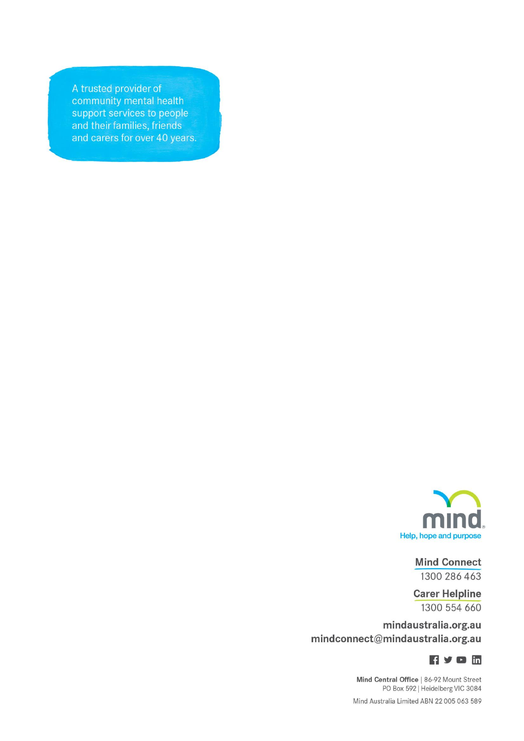A trusted provider of community mental health support services to people and their families, friends and carers for over 40 years.

mind

Help, hope and purpose

**Mind Connect**
1300 286 463

**Carer Helpline**
1300 554 660

**mindaustralia.org.au**
**mindconnect@mindaustralia.org.au**

**Mind Central Office** | 86-92 Mount Street
PO Box 592 | Heidelberg VIC 3084

Mind Australia Limited ABN 22 005 063 589